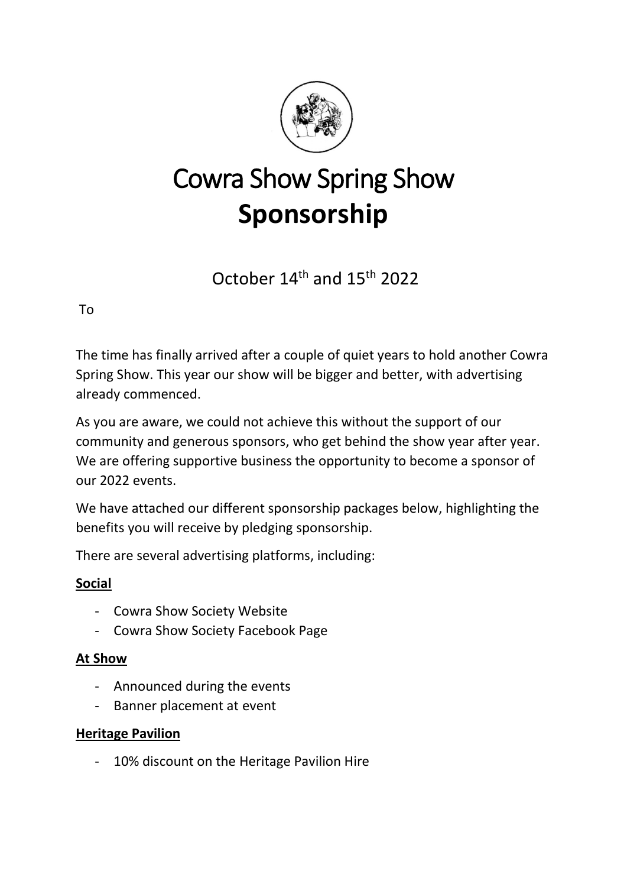# Cowra Show Spring Show
# **Sponsorship**

October 14th and 15th 2022

To

The time has finally arrived after a couple of quiet years to hold another Cowra Spring Show. This year our show will be bigger and better, with advertising already commenced.

As you are aware, we could not achieve this without the support of our community and generous sponsors, who get behind the show year after year. We are offering supportive business the opportunity to become a sponsor of our 2022 events.

We have attached our different sponsorship packages below, highlighting the benefits you will receive by pledging sponsorship.

There are several advertising platforms, including:

**Social**

- Cowra Show Society Website
- Cowra Show Society Facebook Page

**At Show**

- Announced during the events
- Banner placement at event

**Heritage Pavilion**

- 10% discount on the Heritage Pavilion Hire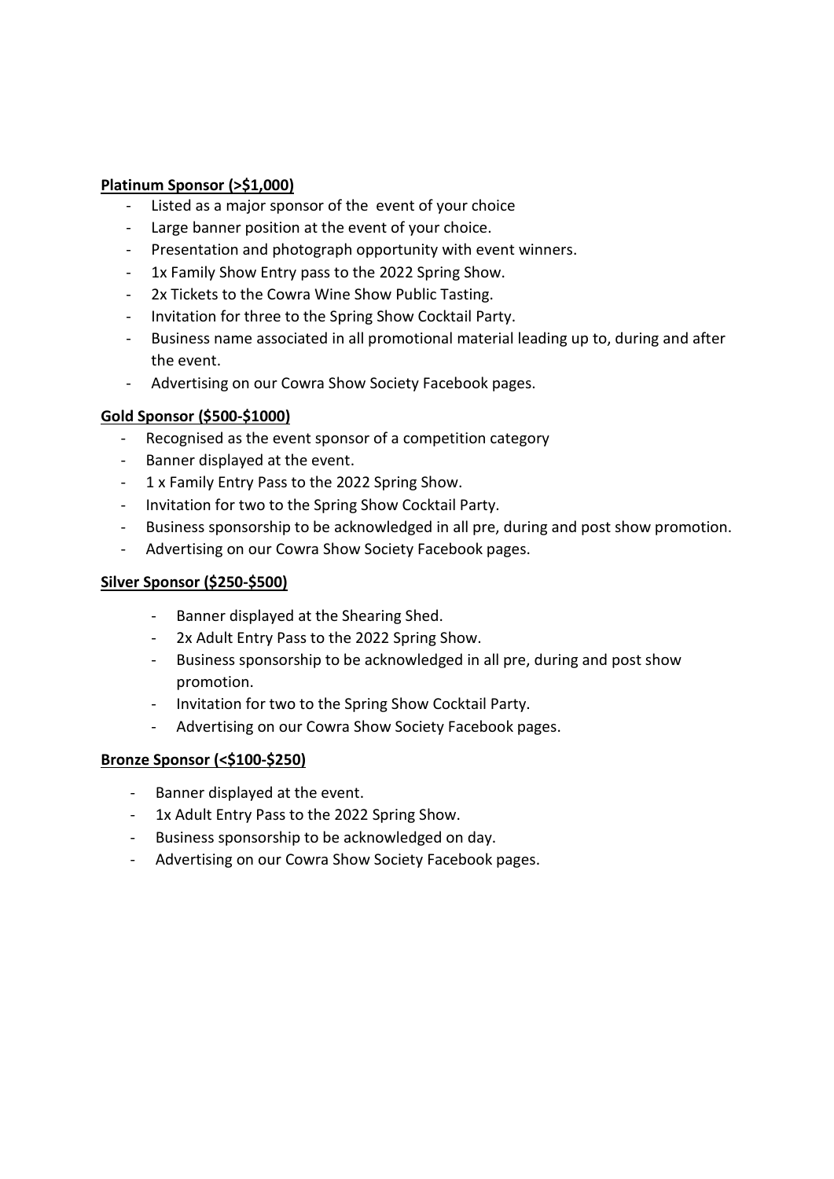**Platinum Sponsor (>$1,000)**

- Listed as a major sponsor of the  event of your choice
- Large banner position at the event of your choice.
- Presentation and photograph opportunity with event winners.
- 1x Family Show Entry pass to the 2022 Spring Show.
- 2x Tickets to the Cowra Wine Show Public Tasting.
- Invitation for three to the Spring Show Cocktail Party.
- Business name associated in all promotional material leading up to, during and after the event.
- Advertising on our Cowra Show Society Facebook pages.

**Gold Sponsor ($500-$1000)**

- Recognised as the event sponsor of a competition category
- Banner displayed at the event.
- 1 x Family Entry Pass to the 2022 Spring Show.
- Invitation for two to the Spring Show Cocktail Party.
- Business sponsorship to be acknowledged in all pre, during and post show promotion.
- Advertising on our Cowra Show Society Facebook pages.

**Silver Sponsor ($250-$500)**

- Banner displayed at the Shearing Shed.
- 2x Adult Entry Pass to the 2022 Spring Show.
- Business sponsorship to be acknowledged in all pre, during and post show promotion.
- Invitation for two to the Spring Show Cocktail Party.
- Advertising on our Cowra Show Society Facebook pages.

**Bronze Sponsor (<$100-$250)**

- Banner displayed at the event.
- 1x Adult Entry Pass to the 2022 Spring Show.
- Business sponsorship to be acknowledged on day.
- Advertising on our Cowra Show Society Facebook pages.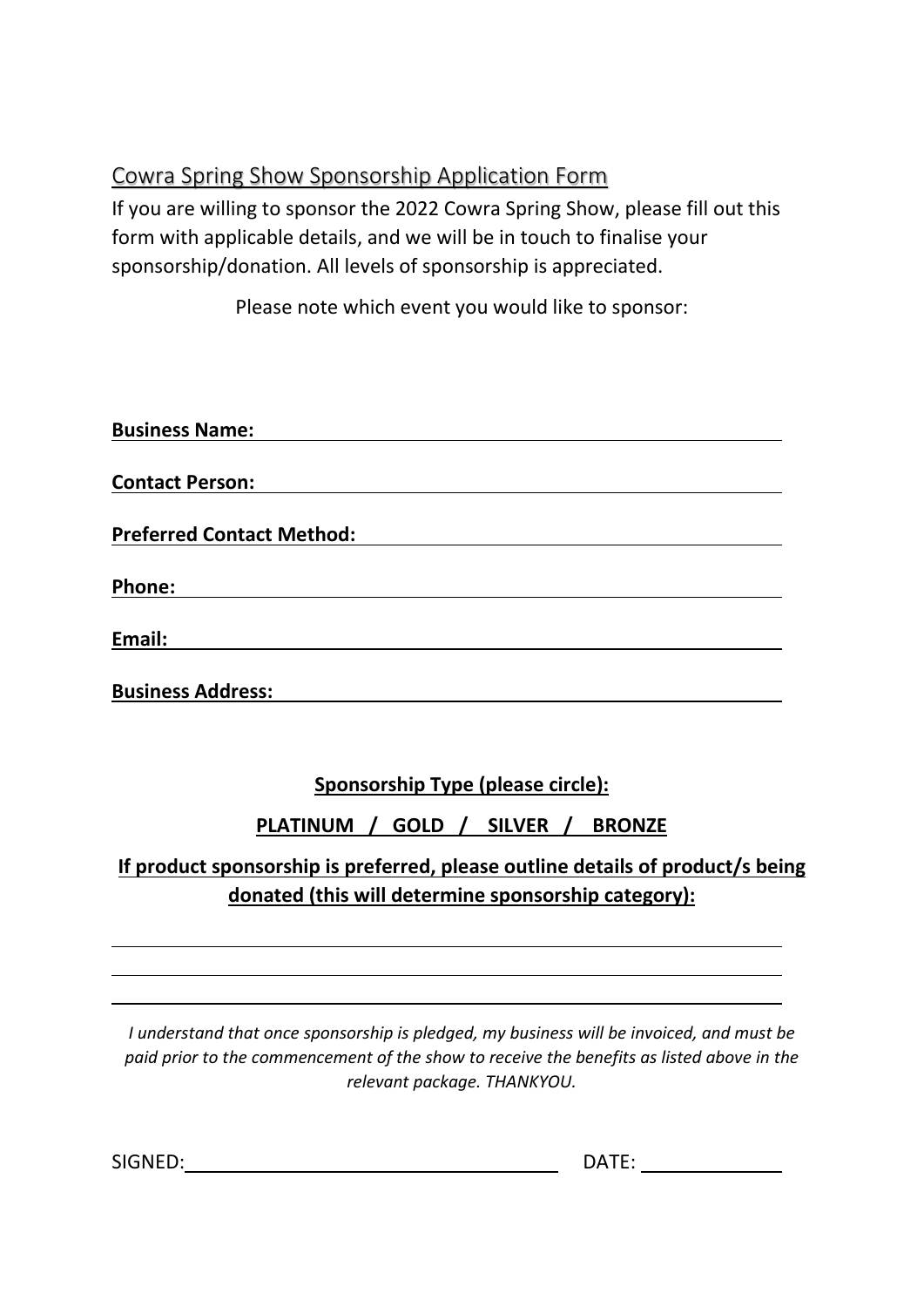## Cowra Spring Show Sponsorship Application Form

If you are willing to sponsor the 2022 Cowra Spring Show, please fill out this form with applicable details, and we will be in touch to finalise your sponsorship/donation. All levels of sponsorship is appreciated.

Please note which event you would like to sponsor:

**Business Name:** \_\_\_\_\_\_\_\_\_\_\_\_\_\_\_\_\_\_\_\_\_\_\_\_\_\_\_\_\_\_\_\_\_\_\_\_\_\_\_\_

**Contact Person:** \_\_\_\_\_\_\_\_\_\_\_\_\_\_\_\_\_\_\_\_\_\_\_\_\_\_\_\_\_\_\_\_\_\_\_\_\_\_\_\_

**Preferred Contact Method:** \_\_\_\_\_\_\_\_\_\_\_\_\_\_\_\_\_\_\_\_\_\_\_\_\_\_\_\_\_\_\_\_

**Phone:** \_\_\_\_\_\_\_\_\_\_\_\_\_\_\_\_\_\_\_\_\_\_\_\_\_\_\_\_\_\_\_\_\_\_\_\_\_\_\_\_\_\_\_\_\_\_\_\_

**Email:** \_\_\_\_\_\_\_\_\_\_\_\_\_\_\_\_\_\_\_\_\_\_\_\_\_\_\_\_\_\_\_\_\_\_\_\_\_\_\_\_\_\_\_\_\_\_\_\_\_

**Business Address:** \_\_\_\_\_\_\_\_\_\_\_\_\_\_\_\_\_\_\_\_\_\_\_\_\_\_\_\_\_\_\_\_\_\_\_\_\_\_\_

**Sponsorship Type (please circle):**

**PLATINUM / GOLD / SILVER / BRONZE**

**If product sponsorship is preferred, please outline details of product/s being donated (this will determine sponsorship category):**

\_\_\_\_\_\_\_\_\_\_\_\_\_\_\_\_\_\_\_\_\_\_\_\_\_\_\_\_\_\_\_\_\_\_\_\_\_\_\_\_\_\_\_\_\_\_\_\_\_\_\_\_\_\_\_\_\_\_

\_\_\_\_\_\_\_\_\_\_\_\_\_\_\_\_\_\_\_\_\_\_\_\_\_\_\_\_\_\_\_\_\_\_\_\_\_\_\_\_\_\_\_\_\_\_\_\_\_\_\_\_\_\_\_\_\_\_

\_\_\_\_\_\_\_\_\_\_\_\_\_\_\_\_\_\_\_\_\_\_\_\_\_\_\_\_\_\_\_\_\_\_\_\_\_\_\_\_\_\_\_\_\_\_\_\_\_\_\_\_\_\_\_\_\_\_

*I understand that once sponsorship is pledged, my business will be invoiced, and must be paid prior to the commencement of the show to receive the benefits as listed above in the relevant package. THANKYOU.*

SIGNED: \_\_\_\_\_\_\_\_\_\_\_\_\_\_\_\_\_\_\_\_\_\_\_\_\_\_\_\_\_\_\_\_ DATE: \_\_\_\_\_\_\_\_\_\_\_\_